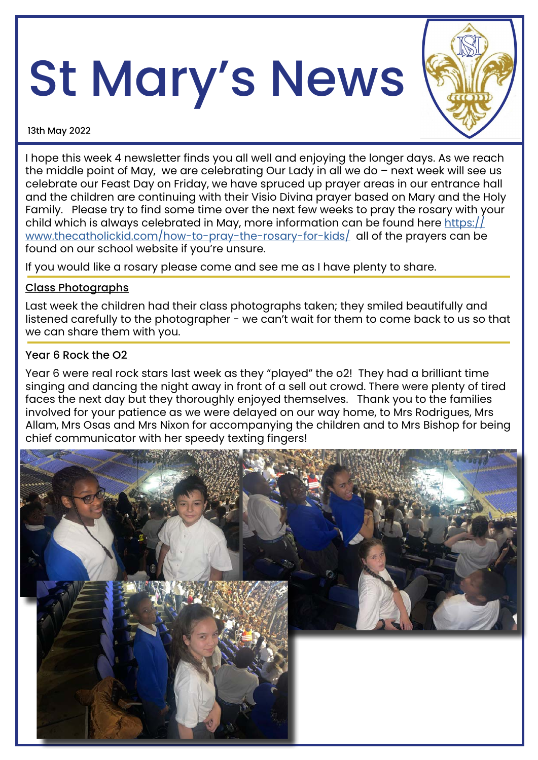# St Mary's News

13th May 2022

I hope this week 4 newsletter finds you all well and enjoying the longer days. As we reach the middle point of May, we are celebrating Our Lady in all we do – next week will see us celebrate our Feast Day on Friday, we have spruced up prayer areas in our entrance hall and the children are continuing with their Visio Divina prayer based on Mary and the Holy Family. Please try to find some time over the next few weeks to pray the rosary with your child which is always celebrated in May, more information can be found here [https://www.thecatholickid.com/how-to-pray-the-rosary-for-kids/](https://www.thecatholickid.com/how-to-pray-the-rosary-for-kids/) all of the prayers can be found on our school website if you're unsure.

If you would like a rosary please come and see me as I have plenty to share.

## Class Photographs

Last week the children had their class photographs taken; they smiled beautifully and listened carefully to the photographer - we can't wait for them to come back to us so that we can share them with you.

## Year 6 Rock the O2

Year 6 were real rock stars last week as they "played" the o2! They had a brilliant time singing and dancing the night away in front of a sell out crowd. There were plenty of tired faces the next day but they thoroughly enjoyed themselves. Thank you to the families involved for your patience as we were delayed on our way home, to Mrs Rodrigues, Mrs Allam, Mrs Osas and Mrs Nixon for accompanying the children and to Mrs Bishop for being chief communicator with her speedy texting fingers!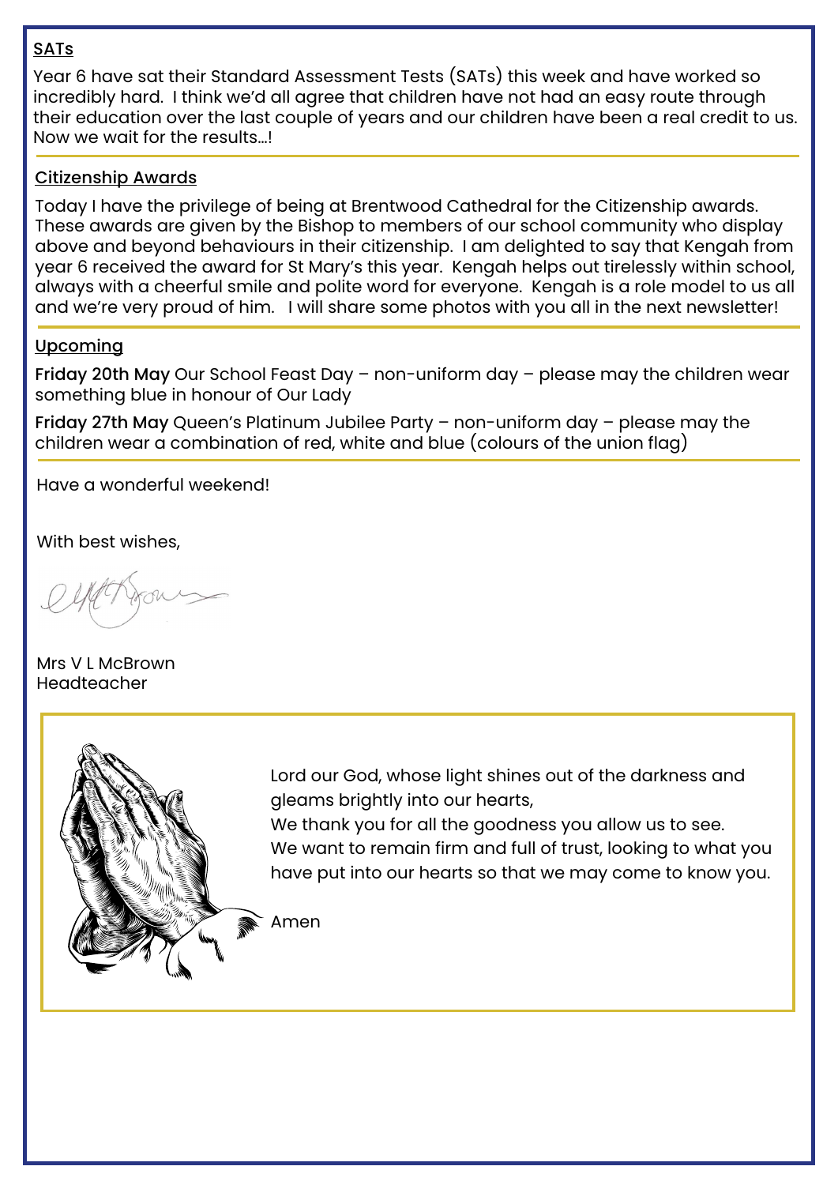## SATs

Year 6 have sat their Standard Assessment Tests (SATs) this week and have worked so incredibly hard. I think we'd all agree that children have not had an easy route through their education over the last couple of years and our children have been a real credit to us. Now we wait for the results...!

## Citizenship Awards

Today I have the privilege of being at Brentwood Cathedral for the Citizenship awards. These awards are given by the Bishop to members of our school community who display above and beyond behaviours in their citizenship. I am delighted to say that Kengah from year 6 received the award for St Mary's this year. Kengah helps out tirelessly within school, always with a cheerful smile and polite word for everyone. Kengah is a role model to us all and we're very proud of him. I will share some photos with you all in the next newsletter!

## Upcoming

**Friday 20th May** Our School Feast Day – non-uniform day – please may the children wear something blue in honour of Our Lady

**Friday 27th May** Queen's Platinum Jubilee Party – non-uniform day – please may the children wear a combination of red, white and blue (colours of the union flag)

Have a wonderful weekend!

With best wishes,

Mrs V L McBrown
Headteacher

Lord our God, whose light shines out of the darkness and gleams brightly into our hearts,
We thank you for all the goodness you allow us to see.
We want to remain firm and full of trust, looking to what you have put into our hearts so that we may come to know you.

Amen